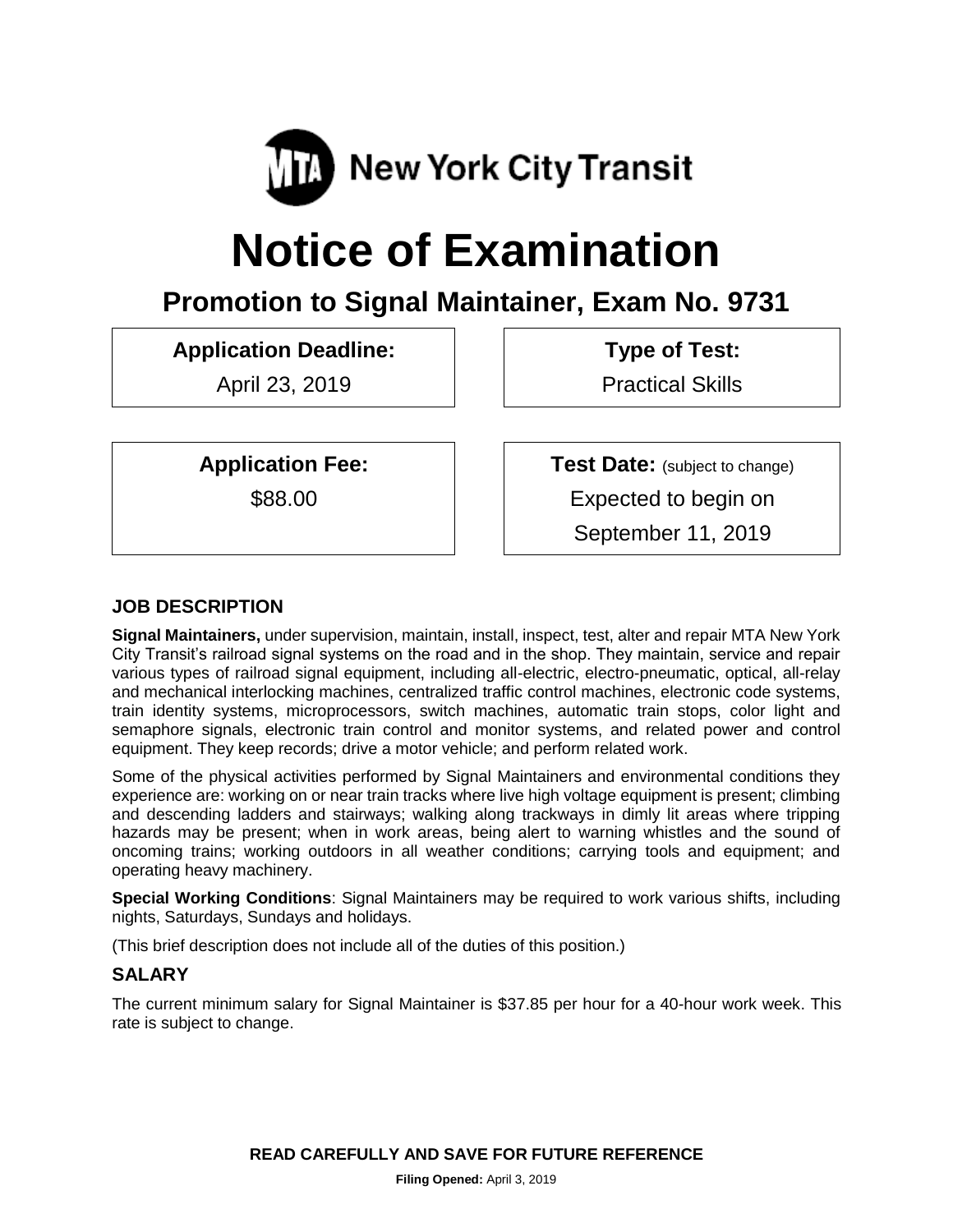New York City Transit

# Notice of Examination

## Promotion to Signal Maintainer, Exam No. 9731

| Application Deadline: | Type of Test: |
|---|---|
| April 23, 2019 | Practical Skills |

| Application Fee: | Test Date: (subject to change) |
|---|---|
| $88.00 | Expected to begin on September 11, 2019 |

### JOB DESCRIPTION

**Signal Maintainers,** under supervision, maintain, install, inspect, test, alter and repair MTA New York City Transit's railroad signal systems on the road and in the shop. They maintain, service and repair various types of railroad signal equipment, including all-electric, electro-pneumatic, optical, all-relay and mechanical interlocking machines, centralized traffic control machines, electronic code systems, train identity systems, microprocessors, switch machines, automatic train stops, color light and semaphore signals, electronic train control and monitor systems, and related power and control equipment. They keep records; drive a motor vehicle; and perform related work.

Some of the physical activities performed by Signal Maintainers and environmental conditions they experience are: working on or near train tracks where live high voltage equipment is present; climbing and descending ladders and stairways; walking along trackways in dimly lit areas where tripping hazards may be present; when in work areas, being alert to warning whistles and the sound of oncoming trains; working outdoors in all weather conditions; carrying tools and equipment; and operating heavy machinery.

**Special Working Conditions**: Signal Maintainers may be required to work various shifts, including nights, Saturdays, Sundays and holidays.

(This brief description does not include all of the duties of this position.)

### SALARY

The current minimum salary for Signal Maintainer is $37.85 per hour for a 40-hour work week. This rate is subject to change.

**READ CAREFULLY AND SAVE FOR FUTURE REFERENCE**

**Filing Opened:** April 3, 2019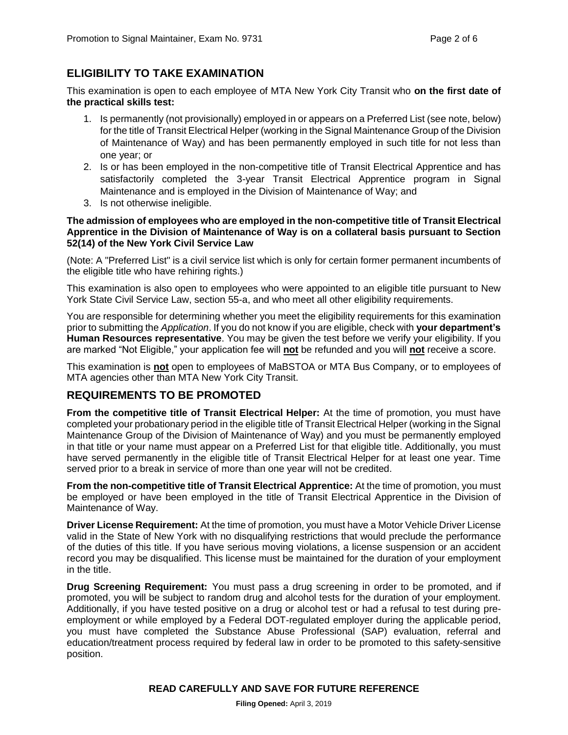## ELIGIBILITY TO TAKE EXAMINATION

This examination is open to each employee of MTA New York City Transit who **on the first date of the practical skills test:**

1. Is permanently (not provisionally) employed in or appears on a Preferred List (see note, below) for the title of Transit Electrical Helper (working in the Signal Maintenance Group of the Division of Maintenance of Way) and has been permanently employed in such title for not less than one year; or
2. Is or has been employed in the non-competitive title of Transit Electrical Apprentice and has satisfactorily completed the 3-year Transit Electrical Apprentice program in Signal Maintenance and is employed in the Division of Maintenance of Way; and
3. Is not otherwise ineligible.

**The admission of employees who are employed in the non-competitive title of Transit Electrical Apprentice in the Division of Maintenance of Way is on a collateral basis pursuant to Section 52(14) of the New York Civil Service Law**

(Note: A "Preferred List" is a civil service list which is only for certain former permanent incumbents of the eligible title who have rehiring rights.)

This examination is also open to employees who were appointed to an eligible title pursuant to New York State Civil Service Law, section 55-a, and who meet all other eligibility requirements.

You are responsible for determining whether you meet the eligibility requirements for this examination prior to submitting the *Application*. If you do not know if you are eligible, check with **your department's Human Resources representative**. You may be given the test before we verify your eligibility. If you are marked "Not Eligible," your application fee will **not** be refunded and you will **not** receive a score.

This examination is **not** open to employees of MaBSTOA or MTA Bus Company, or to employees of MTA agencies other than MTA New York City Transit.

## REQUIREMENTS TO BE PROMOTED

**From the competitive title of Transit Electrical Helper:** At the time of promotion, you must have completed your probationary period in the eligible title of Transit Electrical Helper (working in the Signal Maintenance Group of the Division of Maintenance of Way) and you must be permanently employed in that title or your name must appear on a Preferred List for that eligible title. Additionally, you must have served permanently in the eligible title of Transit Electrical Helper for at least one year. Time served prior to a break in service of more than one year will not be credited.

**From the non-competitive title of Transit Electrical Apprentice:** At the time of promotion, you must be employed or have been employed in the title of Transit Electrical Apprentice in the Division of Maintenance of Way.

**Driver License Requirement:** At the time of promotion, you must have a Motor Vehicle Driver License valid in the State of New York with no disqualifying restrictions that would preclude the performance of the duties of this title. If you have serious moving violations, a license suspension or an accident record you may be disqualified. This license must be maintained for the duration of your employment in the title.

**Drug Screening Requirement:** You must pass a drug screening in order to be promoted, and if promoted, you will be subject to random drug and alcohol tests for the duration of your employment. Additionally, if you have tested positive on a drug or alcohol test or had a refusal to test during pre-employment or while employed by a Federal DOT-regulated employer during the applicable period, you must have completed the Substance Abuse Professional (SAP) evaluation, referral and education/treatment process required by federal law in order to be promoted to this safety-sensitive position.

**READ CAREFULLY AND SAVE FOR FUTURE REFERENCE**

**Filing Opened:** April 3, 2019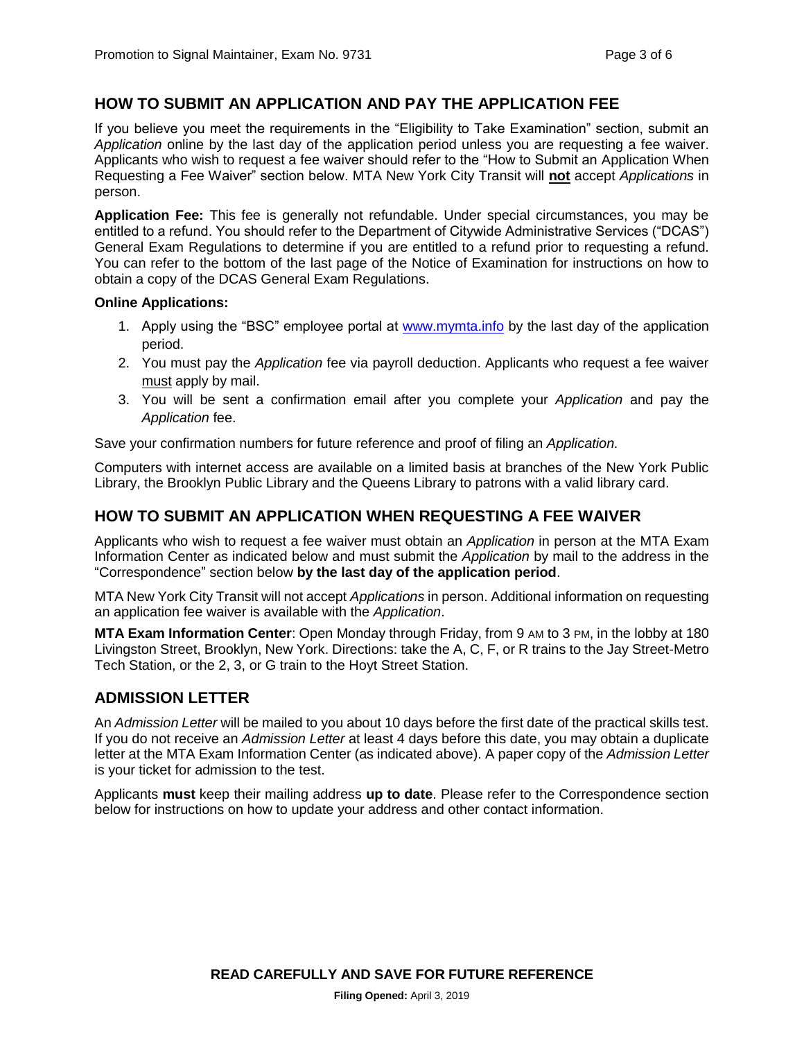## HOW TO SUBMIT AN APPLICATION AND PAY THE APPLICATION FEE

If you believe you meet the requirements in the "Eligibility to Take Examination" section, submit an *Application* online by the last day of the application period unless you are requesting a fee waiver. Applicants who wish to request a fee waiver should refer to the "How to Submit an Application When Requesting a Fee Waiver" section below. MTA New York City Transit will **not** accept *Applications* in person.

**Application Fee:** This fee is generally not refundable. Under special circumstances, you may be entitled to a refund. You should refer to the Department of Citywide Administrative Services ("DCAS") General Exam Regulations to determine if you are entitled to a refund prior to requesting a refund. You can refer to the bottom of the last page of the Notice of Examination for instructions on how to obtain a copy of the DCAS General Exam Regulations.

**Online Applications:**

1. Apply using the "BSC" employee portal at www.mymta.info by the last day of the application period.
2. You must pay the *Application* fee via payroll deduction. Applicants who request a fee waiver must apply by mail.
3. You will be sent a confirmation email after you complete your *Application* and pay the *Application* fee.

Save your confirmation numbers for future reference and proof of filing an *Application.*

Computers with internet access are available on a limited basis at branches of the New York Public Library, the Brooklyn Public Library and the Queens Library to patrons with a valid library card.

## HOW TO SUBMIT AN APPLICATION WHEN REQUESTING A FEE WAIVER

Applicants who wish to request a fee waiver must obtain an *Application* in person at the MTA Exam Information Center as indicated below and must submit the *Application* by mail to the address in the "Correspondence" section below **by the last day of the application period**.

MTA New York City Transit will not accept *Applications* in person. Additional information on requesting an application fee waiver is available with the *Application*.

**MTA Exam Information Center**: Open Monday through Friday, from 9 AM to 3 PM, in the lobby at 180 Livingston Street, Brooklyn, New York. Directions: take the A, C, F, or R trains to the Jay Street-Metro Tech Station, or the 2, 3, or G train to the Hoyt Street Station.

## ADMISSION LETTER

An *Admission Letter* will be mailed to you about 10 days before the first date of the practical skills test. If you do not receive an *Admission Letter* at least 4 days before this date, you may obtain a duplicate letter at the MTA Exam Information Center (as indicated above). A paper copy of the *Admission Letter* is your ticket for admission to the test.

Applicants **must** keep their mailing address **up to date**. Please refer to the Correspondence section below for instructions on how to update your address and other contact information.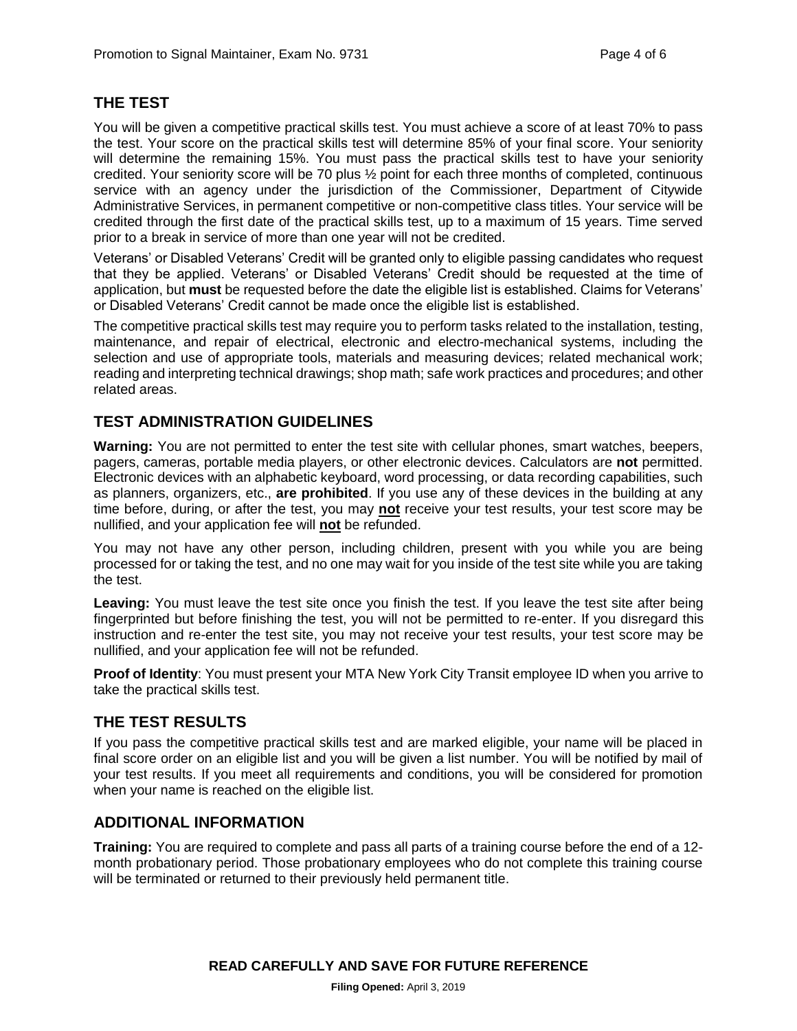## THE TEST

You will be given a competitive practical skills test. You must achieve a score of at least 70% to pass the test. Your score on the practical skills test will determine 85% of your final score. Your seniority will determine the remaining 15%. You must pass the practical skills test to have your seniority credited. Your seniority score will be 70 plus ½ point for each three months of completed, continuous service with an agency under the jurisdiction of the Commissioner, Department of Citywide Administrative Services, in permanent competitive or non-competitive class titles. Your service will be credited through the first date of the practical skills test, up to a maximum of 15 years. Time served prior to a break in service of more than one year will not be credited.

Veterans' or Disabled Veterans' Credit will be granted only to eligible passing candidates who request that they be applied. Veterans' or Disabled Veterans' Credit should be requested at the time of application, but **must** be requested before the date the eligible list is established. Claims for Veterans' or Disabled Veterans' Credit cannot be made once the eligible list is established.

The competitive practical skills test may require you to perform tasks related to the installation, testing, maintenance, and repair of electrical, electronic and electro-mechanical systems, including the selection and use of appropriate tools, materials and measuring devices; related mechanical work; reading and interpreting technical drawings; shop math; safe work practices and procedures; and other related areas.

## TEST ADMINISTRATION GUIDELINES

**Warning:** You are not permitted to enter the test site with cellular phones, smart watches, beepers, pagers, cameras, portable media players, or other electronic devices. Calculators are **not** permitted. Electronic devices with an alphabetic keyboard, word processing, or data recording capabilities, such as planners, organizers, etc., **are prohibited**. If you use any of these devices in the building at any time before, during, or after the test, you may **not** receive your test results, your test score may be nullified, and your application fee will **not** be refunded.

You may not have any other person, including children, present with you while you are being processed for or taking the test, and no one may wait for you inside of the test site while you are taking the test.

**Leaving:** You must leave the test site once you finish the test. If you leave the test site after being fingerprinted but before finishing the test, you will not be permitted to re-enter. If you disregard this instruction and re-enter the test site, you may not receive your test results, your test score may be nullified, and your application fee will not be refunded.

**Proof of Identity**: You must present your MTA New York City Transit employee ID when you arrive to take the practical skills test.

## THE TEST RESULTS

If you pass the competitive practical skills test and are marked eligible, your name will be placed in final score order on an eligible list and you will be given a list number. You will be notified by mail of your test results. If you meet all requirements and conditions, you will be considered for promotion when your name is reached on the eligible list.

## ADDITIONAL INFORMATION

**Training:** You are required to complete and pass all parts of a training course before the end of a 12-month probationary period. Those probationary employees who do not complete this training course will be terminated or returned to their previously held permanent title.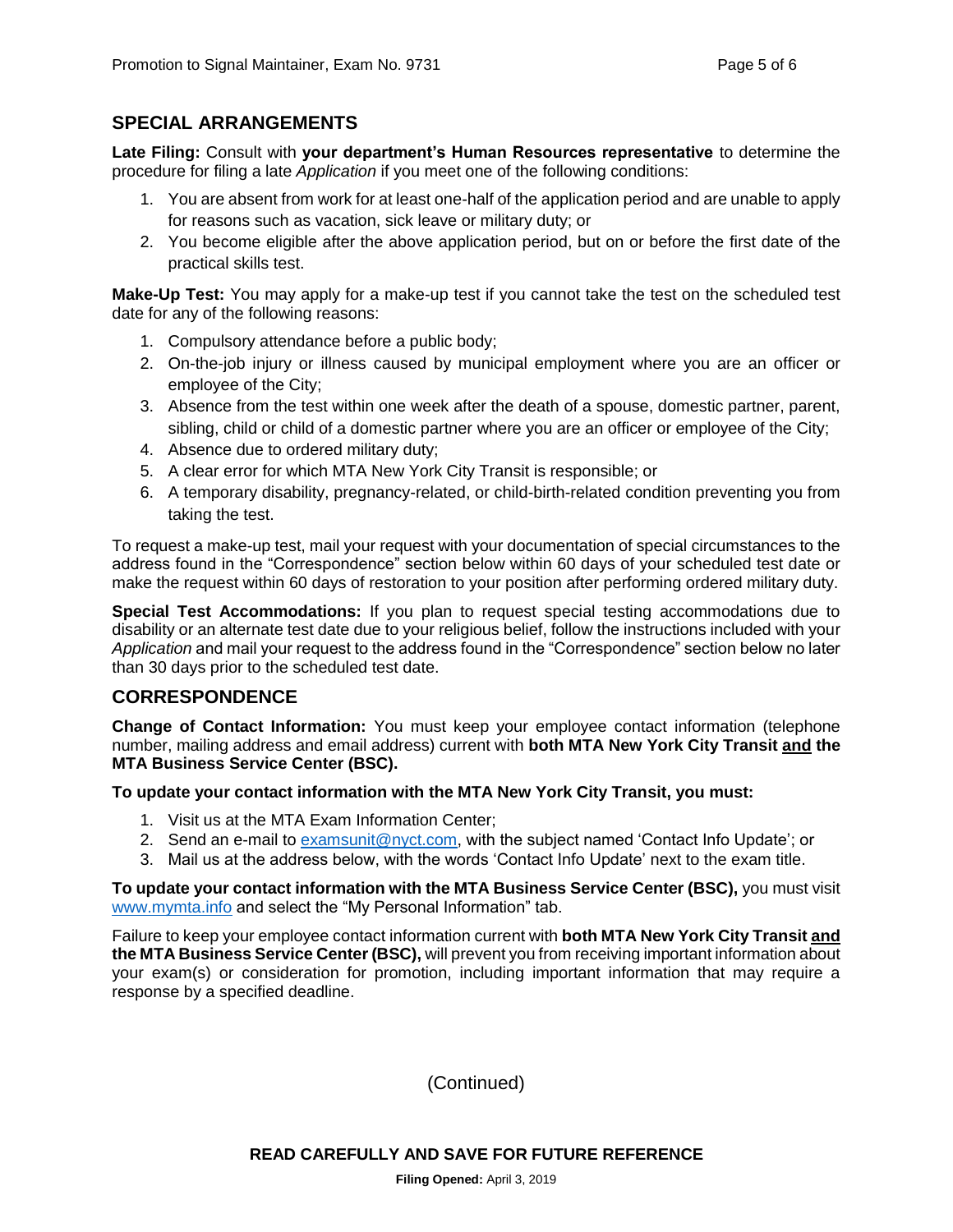## SPECIAL ARRANGEMENTS

**Late Filing:** Consult with **your department's Human Resources representative** to determine the procedure for filing a late *Application* if you meet one of the following conditions:

1. You are absent from work for at least one-half of the application period and are unable to apply for reasons such as vacation, sick leave or military duty; or
2. You become eligible after the above application period, but on or before the first date of the practical skills test.

**Make-Up Test:** You may apply for a make-up test if you cannot take the test on the scheduled test date for any of the following reasons:

1. Compulsory attendance before a public body;
2. On-the-job injury or illness caused by municipal employment where you are an officer or employee of the City;
3. Absence from the test within one week after the death of a spouse, domestic partner, parent, sibling, child or child of a domestic partner where you are an officer or employee of the City;
4. Absence due to ordered military duty;
5. A clear error for which MTA New York City Transit is responsible; or
6. A temporary disability, pregnancy-related, or child-birth-related condition preventing you from taking the test.

To request a make-up test, mail your request with your documentation of special circumstances to the address found in the "Correspondence" section below within 60 days of your scheduled test date or make the request within 60 days of restoration to your position after performing ordered military duty.

**Special Test Accommodations:** If you plan to request special testing accommodations due to disability or an alternate test date due to your religious belief, follow the instructions included with your *Application* and mail your request to the address found in the "Correspondence" section below no later than 30 days prior to the scheduled test date.

## CORRESPONDENCE

**Change of Contact Information:** You must keep your employee contact information (telephone number, mailing address and email address) current with **both MTA New York City Transit <u>and</u> the MTA Business Service Center (BSC).**

**To update your contact information with the MTA New York City Transit, you must:**

1. Visit us at the MTA Exam Information Center;
2. Send an e-mail to examsunit@nyct.com, with the subject named 'Contact Info Update'; or
3. Mail us at the address below, with the words 'Contact Info Update' next to the exam title.

**To update your contact information with the MTA Business Service Center (BSC),** you must visit www.mymta.info and select the "My Personal Information" tab.

Failure to keep your employee contact information current with **both MTA New York City Transit <u>and</u> the MTA Business Service Center (BSC),** will prevent you from receiving important information about your exam(s) or consideration for promotion, including important information that may require a response by a specified deadline.

(Continued)

**READ CAREFULLY AND SAVE FOR FUTURE REFERENCE**

**Filing Opened:** April 3, 2019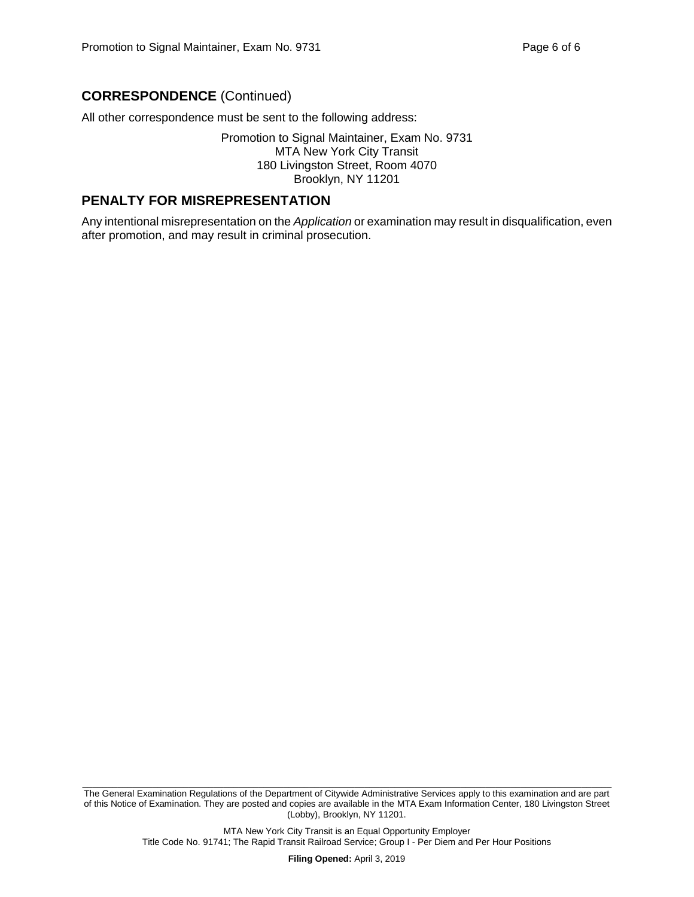## CORRESPONDENCE (Continued)

All other correspondence must be sent to the following address:

Promotion to Signal Maintainer, Exam No. 9731
MTA New York City Transit
180 Livingston Street, Room 4070
Brooklyn, NY 11201

## PENALTY FOR MISREPRESENTATION

Any intentional misrepresentation on the *Application* or examination may result in disqualification, even after promotion, and may result in criminal prosecution.

---

The General Examination Regulations of the Department of Citywide Administrative Services apply to this examination and are part of this Notice of Examination. They are posted and copies are available in the MTA Exam Information Center, 180 Livingston Street (Lobby), Brooklyn, NY 11201.

MTA New York City Transit is an Equal Opportunity Employer
Title Code No. 91741; The Rapid Transit Railroad Service; Group I - Per Diem and Per Hour Positions

**Filing Opened:** April 3, 2019